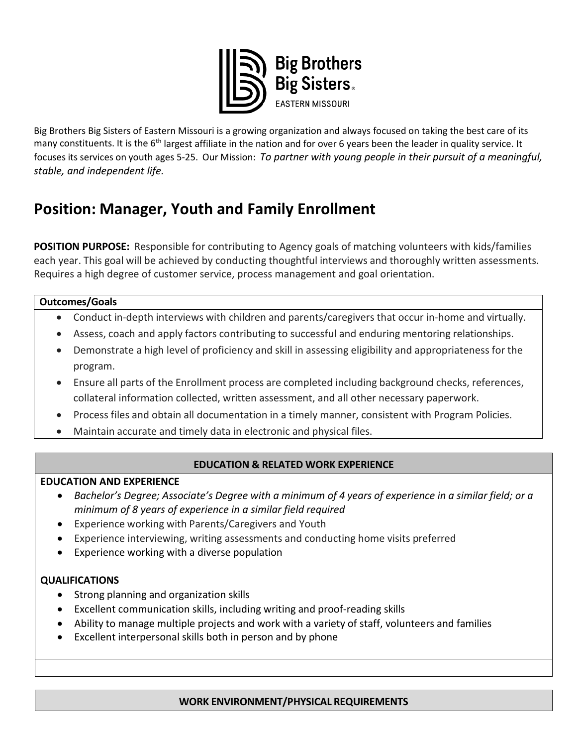Big Brothers Big Sisters
EASTERN MISSOURI

Big Brothers Big Sisters of Eastern Missouri is a growing organization and always focused on taking the best care of its many constituents. It is the 6th largest affiliate in the nation and for over 6 years been the leader in quality service. It focuses its services on youth ages 5-25. Our Mission: *To partner with young people in their pursuit of a meaningful, stable, and independent life.*

## Position: Manager, Youth and Family Enrollment

**POSITION PURPOSE:** Responsible for contributing to Agency goals of matching volunteers with kids/families each year. This goal will be achieved by conducting thoughtful interviews and thoroughly written assessments. Requires a high degree of customer service, process management and goal orientation.

**Outcomes/Goals**

- Conduct in-depth interviews with children and parents/caregivers that occur in-home and virtually.
- Assess, coach and apply factors contributing to successful and enduring mentoring relationships.
- Demonstrate a high level of proficiency and skill in assessing eligibility and appropriateness for the program.
- Ensure all parts of the Enrollment process are completed including background checks, references, collateral information collected, written assessment, and all other necessary paperwork.
- Process files and obtain all documentation in a timely manner, consistent with Program Policies.
- Maintain accurate and timely data in electronic and physical files.

**EDUCATION & RELATED WORK EXPERIENCE**

**EDUCATION AND EXPERIENCE**

- *Bachelor's Degree; Associate's Degree with a minimum of 4 years of experience in a similar field; or a minimum of 8 years of experience in a similar field required*
- Experience working with Parents/Caregivers and Youth
- Experience interviewing, writing assessments and conducting home visits preferred
- Experience working with a diverse population

**QUALIFICATIONS**

- Strong planning and organization skills
- Excellent communication skills, including writing and proof-reading skills
- Ability to manage multiple projects and work with a variety of staff, volunteers and families
- Excellent interpersonal skills both in person and by phone

**WORK ENVIRONMENT/PHYSICAL REQUIREMENTS**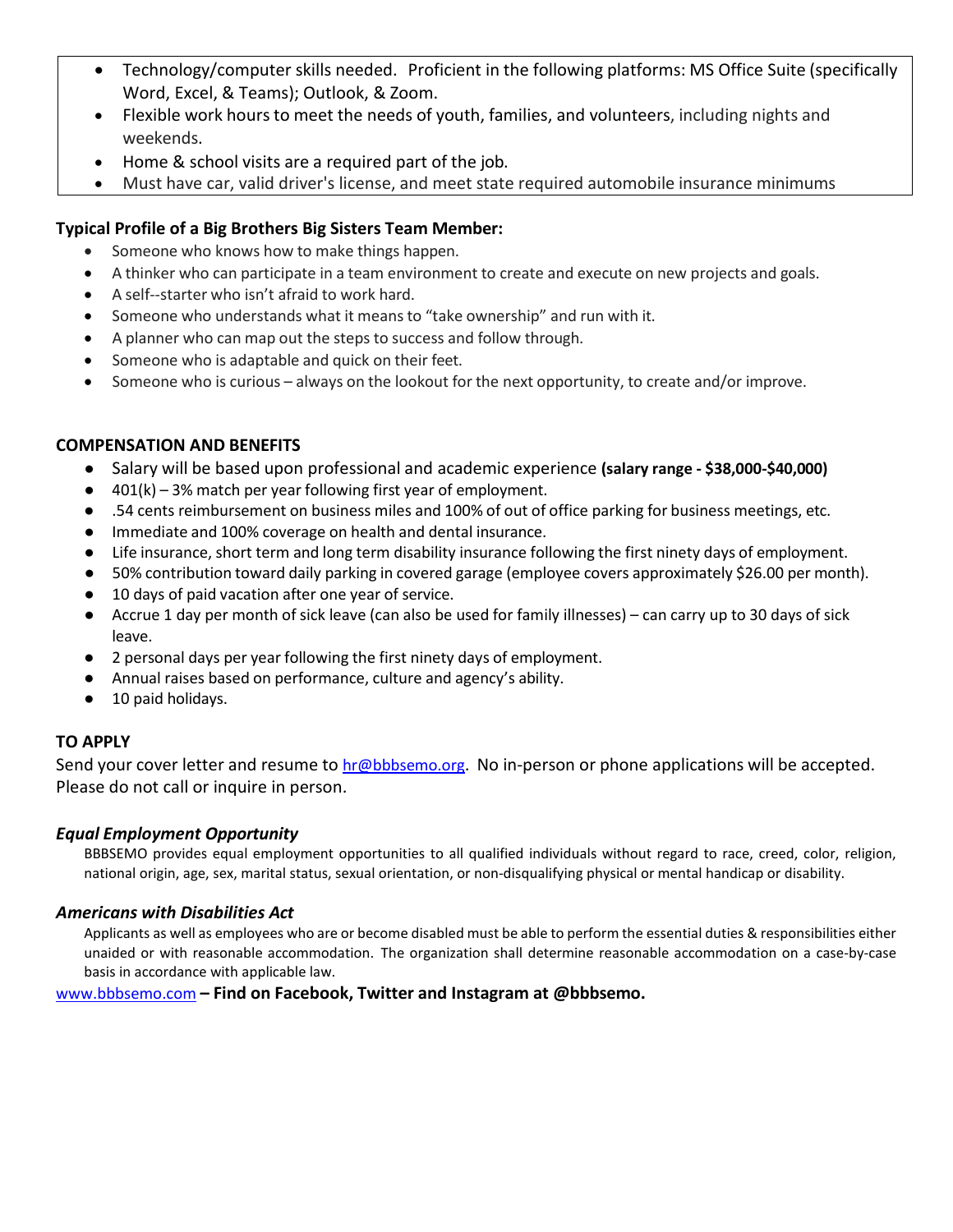- Technology/computer skills needed. Proficient in the following platforms: MS Office Suite (specifically Word, Excel, & Teams); Outlook, & Zoom.
- Flexible work hours to meet the needs of youth, families, and volunteers, including nights and weekends.
- Home & school visits are a required part of the job.
- Must have car, valid driver's license, and meet state required automobile insurance minimums

**Typical Profile of a Big Brothers Big Sisters Team Member:**

- Someone who knows how to make things happen.
- A thinker who can participate in a team environment to create and execute on new projects and goals.
- A self--starter who isn't afraid to work hard.
- Someone who understands what it means to "take ownership" and run with it.
- A planner who can map out the steps to success and follow through.
- Someone who is adaptable and quick on their feet.
- Someone who is curious – always on the lookout for the next opportunity, to create and/or improve.

**COMPENSATION AND BENEFITS**

- Salary will be based upon professional and academic experience **(salary range - $38,000-$40,000)**
- 401(k) – 3% match per year following first year of employment.
- .54 cents reimbursement on business miles and 100% of out of office parking for business meetings, etc.
- Immediate and 100% coverage on health and dental insurance.
- Life insurance, short term and long term disability insurance following the first ninety days of employment.
- 50% contribution toward daily parking in covered garage (employee covers approximately $26.00 per month).
- 10 days of paid vacation after one year of service.
- Accrue 1 day per month of sick leave (can also be used for family illnesses) – can carry up to 30 days of sick leave.
- 2 personal days per year following the first ninety days of employment.
- Annual raises based on performance, culture and agency's ability.
- 10 paid holidays.

**TO APPLY**

Send your cover letter and resume to hr@bbbsemo.org. No in-person or phone applications will be accepted. Please do not call or inquire in person.

***Equal Employment Opportunity***

BBBSEMO provides equal employment opportunities to all qualified individuals without regard to race, creed, color, religion, national origin, age, sex, marital status, sexual orientation, or non-disqualifying physical or mental handicap or disability.

***Americans with Disabilities Act***

Applicants as well as employees who are or become disabled must be able to perform the essential duties & responsibilities either unaided or with reasonable accommodation. The organization shall determine reasonable accommodation on a case-by-case basis in accordance with applicable law.

www.bbbsemo.com **– Find on Facebook, Twitter and Instagram at @bbbsemo.**